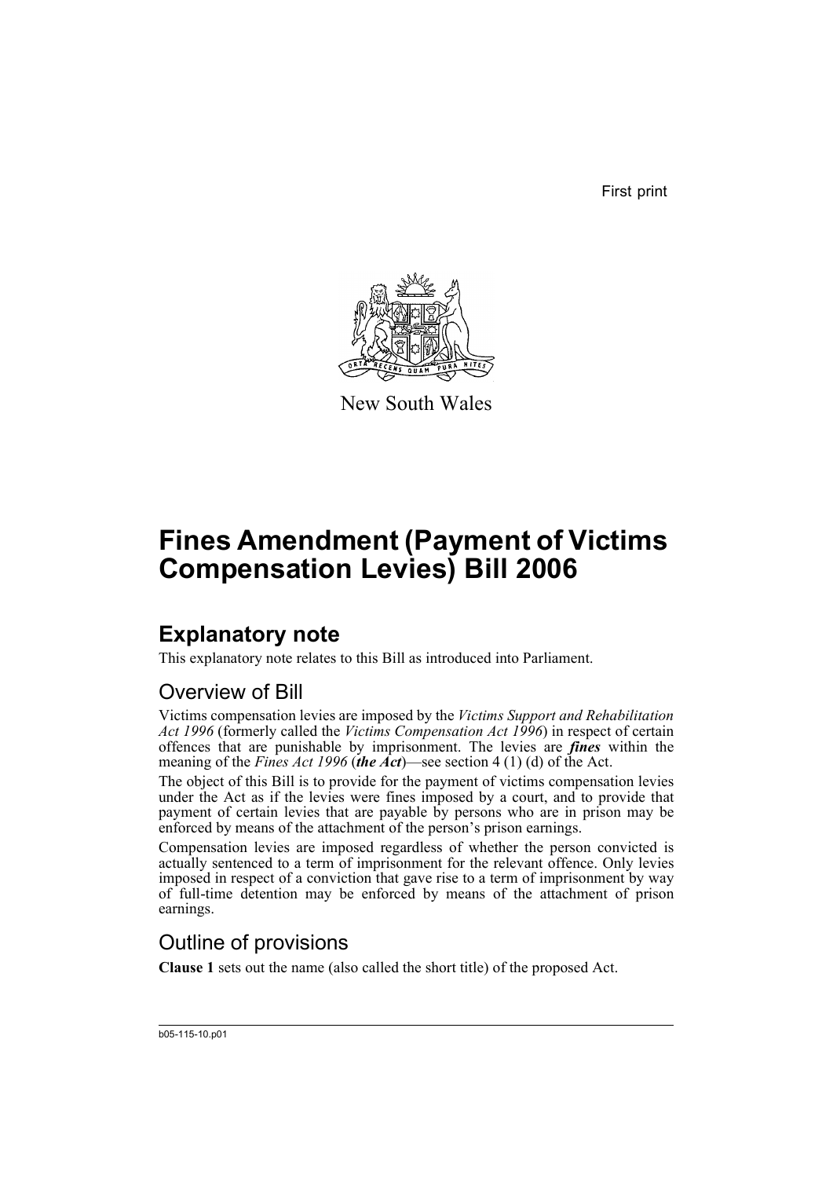First print

New South Wales

# Fines Amendment (Payment of Victims Compensation Levies) Bill 2006

## Explanatory note

This explanatory note relates to this Bill as introduced into Parliament.

### Overview of Bill

Victims compensation levies are imposed by the *Victims Support and Rehabilitation Act 1996* (formerly called the *Victims Compensation Act 1996*) in respect of certain offences that are punishable by imprisonment. The levies are ***fines*** within the meaning of the *Fines Act 1996* (***the Act***)—see section 4 (1) (d) of the Act.

The object of this Bill is to provide for the payment of victims compensation levies under the Act as if the levies were fines imposed by a court, and to provide that payment of certain levies that are payable by persons who are in prison may be enforced by means of the attachment of the person's prison earnings.

Compensation levies are imposed regardless of whether the person convicted is actually sentenced to a term of imprisonment for the relevant offence. Only levies imposed in respect of a conviction that gave rise to a term of imprisonment by way of full-time detention may be enforced by means of the attachment of prison earnings.

### Outline of provisions

**Clause 1** sets out the name (also called the short title) of the proposed Act.

b05-115-10.p01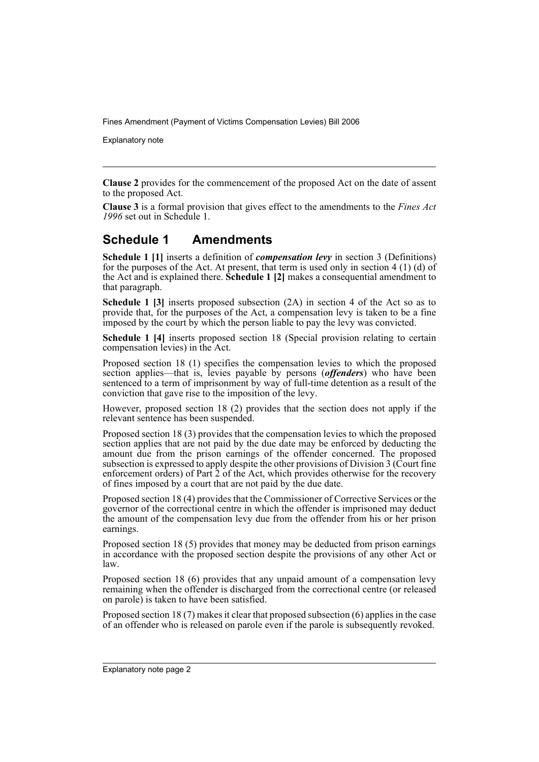**Clause 2** provides for the commencement of the proposed Act on the date of assent to the proposed Act.

**Clause 3** is a formal provision that gives effect to the amendments to the *Fines Act 1996* set out in Schedule 1.

## Schedule 1 Amendments

**Schedule 1 [1]** inserts a definition of ***compensation levy*** in section 3 (Definitions) for the purposes of the Act. At present, that term is used only in section 4 (1) (d) of the Act and is explained there. **Schedule 1 [2]** makes a consequential amendment to that paragraph.

**Schedule 1 [3]** inserts proposed subsection (2A) in section 4 of the Act so as to provide that, for the purposes of the Act, a compensation levy is taken to be a fine imposed by the court by which the person liable to pay the levy was convicted.

**Schedule 1 [4]** inserts proposed section 18 (Special provision relating to certain compensation levies) in the Act.

Proposed section 18 (1) specifies the compensation levies to which the proposed section applies—that is, levies payable by persons (***offenders***) who have been sentenced to a term of imprisonment by way of full-time detention as a result of the conviction that gave rise to the imposition of the levy.

However, proposed section 18 (2) provides that the section does not apply if the relevant sentence has been suspended.

Proposed section 18 (3) provides that the compensation levies to which the proposed section applies that are not paid by the due date may be enforced by deducting the amount due from the prison earnings of the offender concerned. The proposed subsection is expressed to apply despite the other provisions of Division 3 (Court fine enforcement orders) of Part 2 of the Act, which provides otherwise for the recovery of fines imposed by a court that are not paid by the due date.

Proposed section 18 (4) provides that the Commissioner of Corrective Services or the governor of the correctional centre in which the offender is imprisoned may deduct the amount of the compensation levy due from the offender from his or her prison earnings.

Proposed section 18 (5) provides that money may be deducted from prison earnings in accordance with the proposed section despite the provisions of any other Act or law.

Proposed section 18 (6) provides that any unpaid amount of a compensation levy remaining when the offender is discharged from the correctional centre (or released on parole) is taken to have been satisfied.

Proposed section 18 (7) makes it clear that proposed subsection (6) applies in the case of an offender who is released on parole even if the parole is subsequently revoked.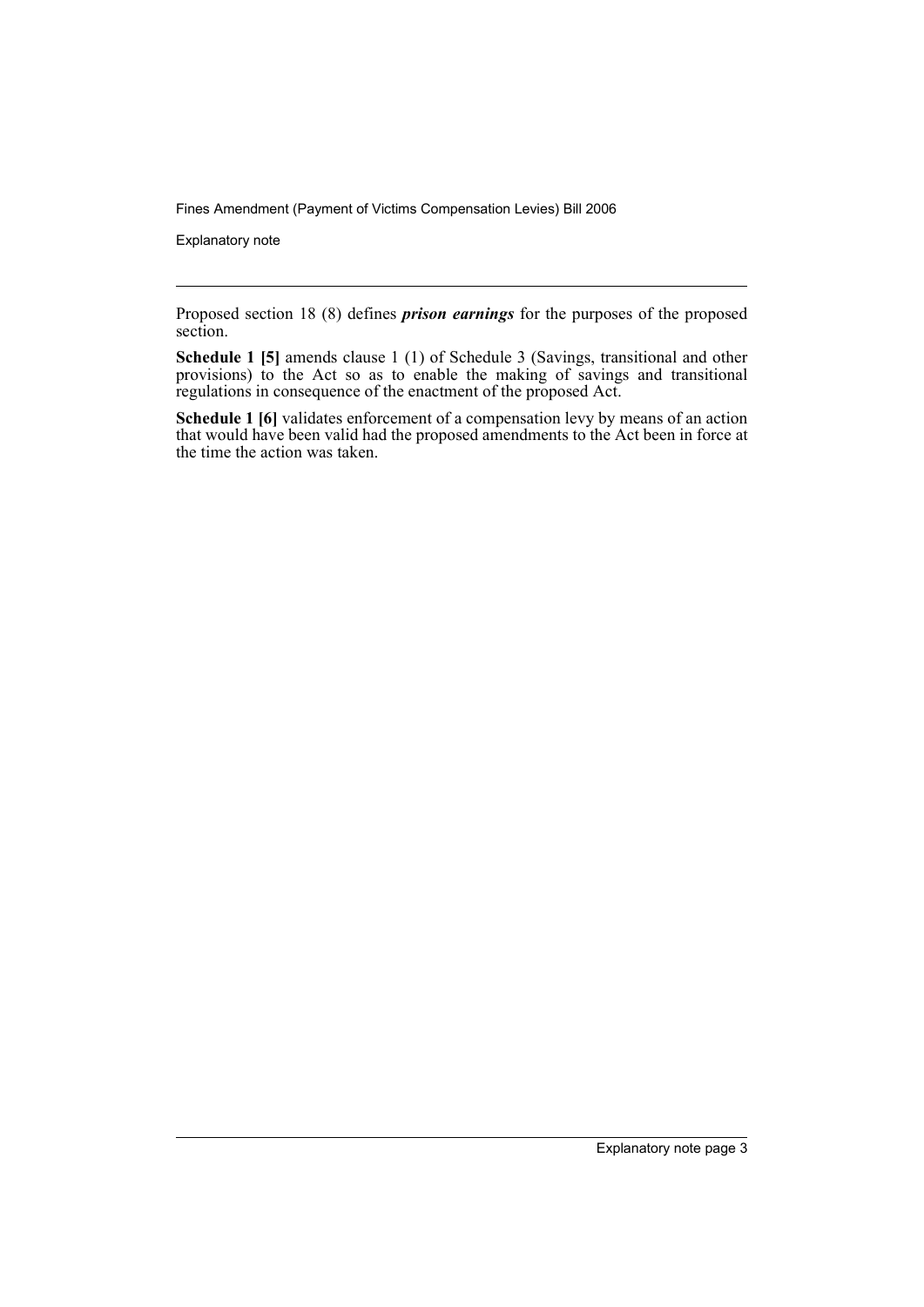Proposed section 18 (8) defines ***prison earnings*** for the purposes of the proposed section.

**Schedule 1 [5]** amends clause 1 (1) of Schedule 3 (Savings, transitional and other provisions) to the Act so as to enable the making of savings and transitional regulations in consequence of the enactment of the proposed Act.

**Schedule 1 [6]** validates enforcement of a compensation levy by means of an action that would have been valid had the proposed amendments to the Act been in force at the time the action was taken.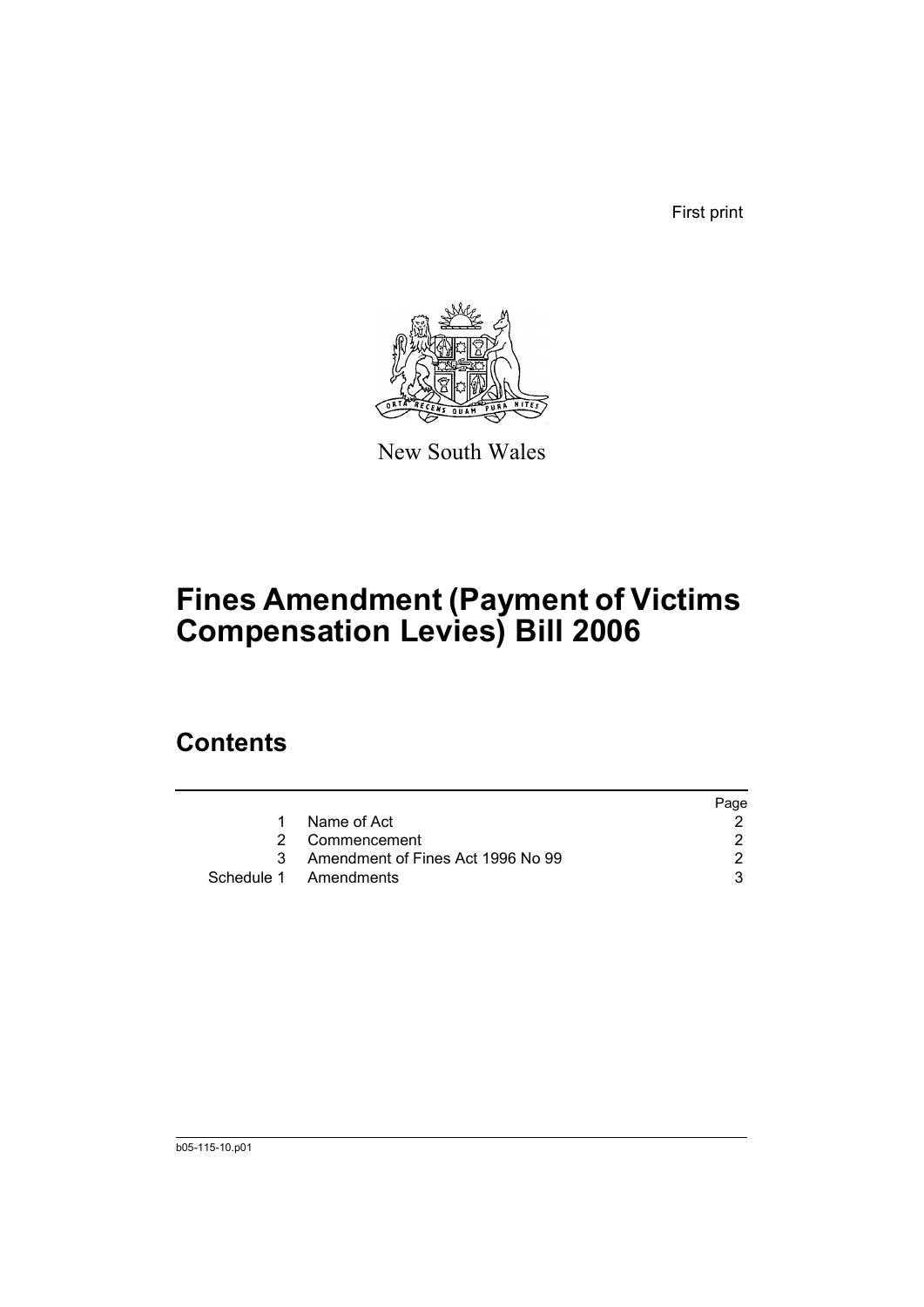First print

New South Wales

# Fines Amendment (Payment of Victims Compensation Levies) Bill 2006

## Contents

| | | Page |
|---|---|---|
| 1 | Name of Act | 2 |
| 2 | Commencement | 2 |
| 3 | Amendment of Fines Act 1996 No 99 | 2 |
| Schedule 1 | Amendments | 3 |

b05-115-10.p01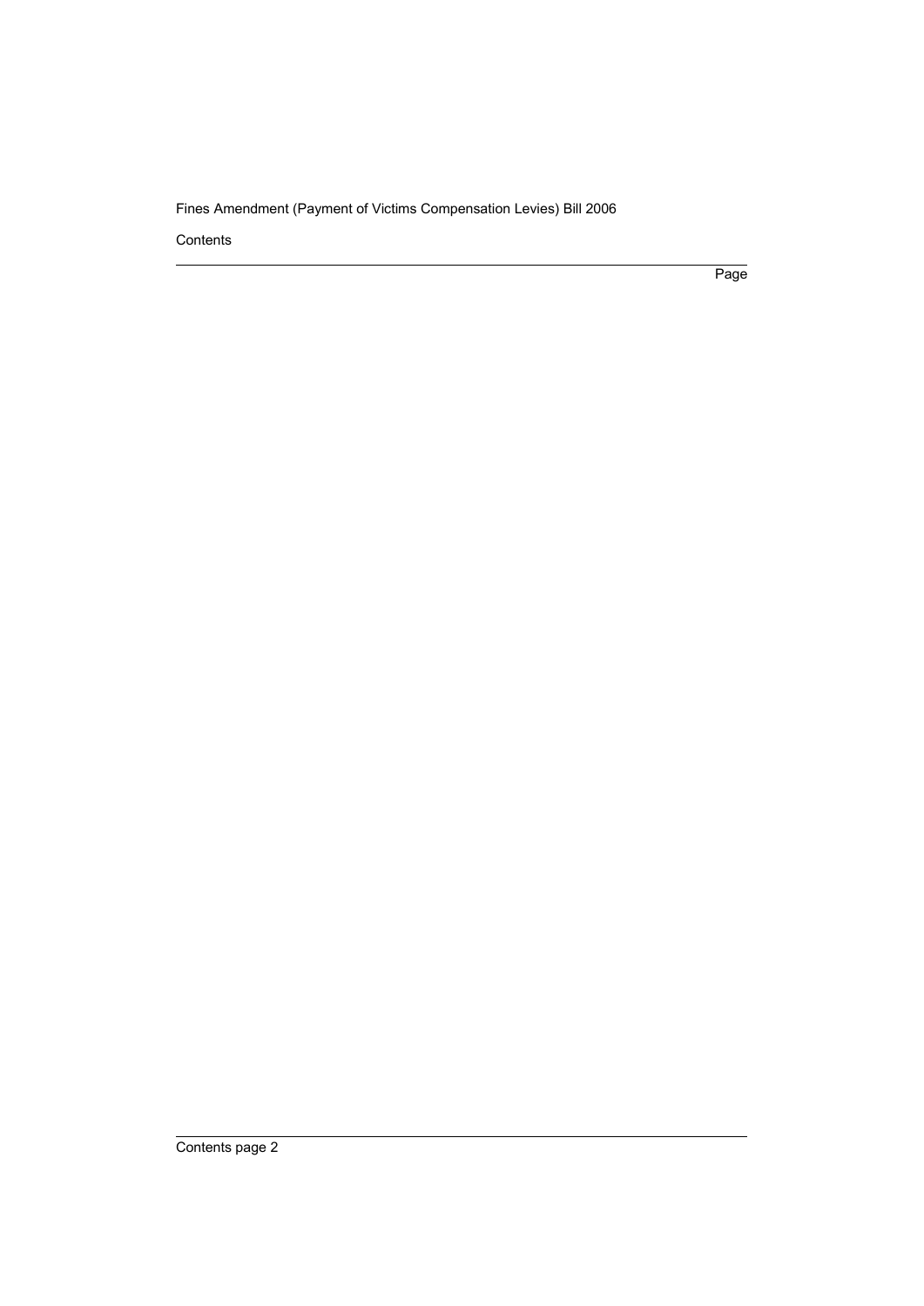Contents

Page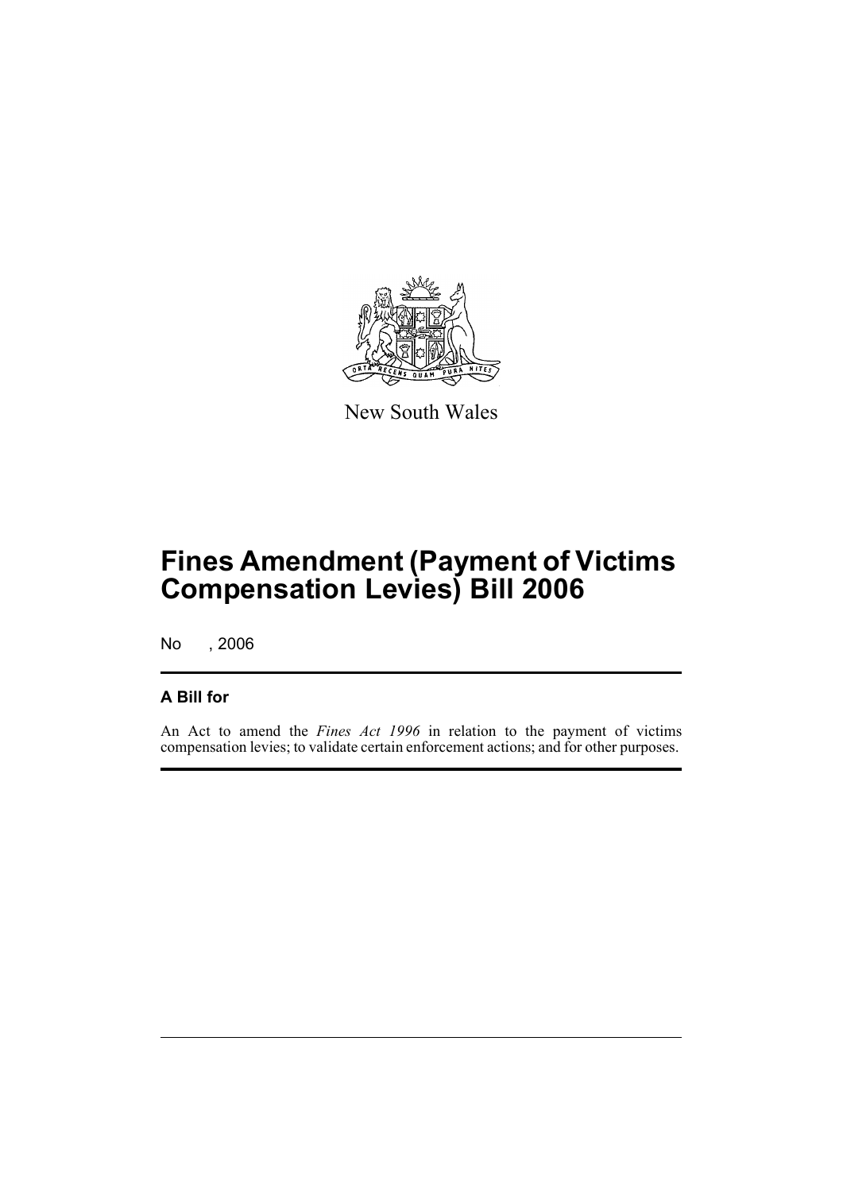New South Wales

# Fines Amendment (Payment of Victims Compensation Levies) Bill 2006

No , 2006

## A Bill for

An Act to amend the *Fines Act 1996* in relation to the payment of victims compensation levies; to validate certain enforcement actions; and for other purposes.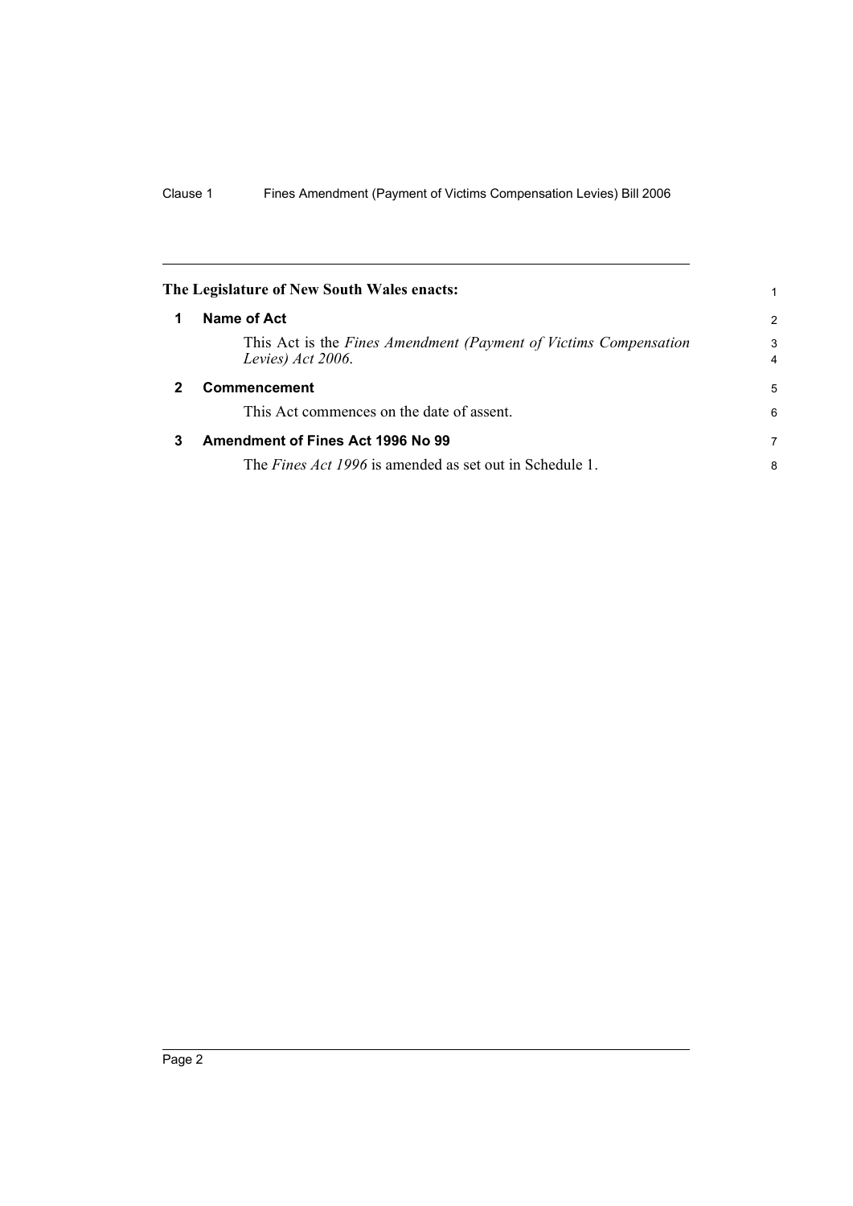**The Legislature of New South Wales enacts:**

**1 Name of Act**

This Act is the *Fines Amendment (Payment of Victims Compensation Levies) Act 2006*.

**2 Commencement**

This Act commences on the date of assent.

**3 Amendment of Fines Act 1996 No 99**

The *Fines Act 1996* is amended as set out in Schedule 1.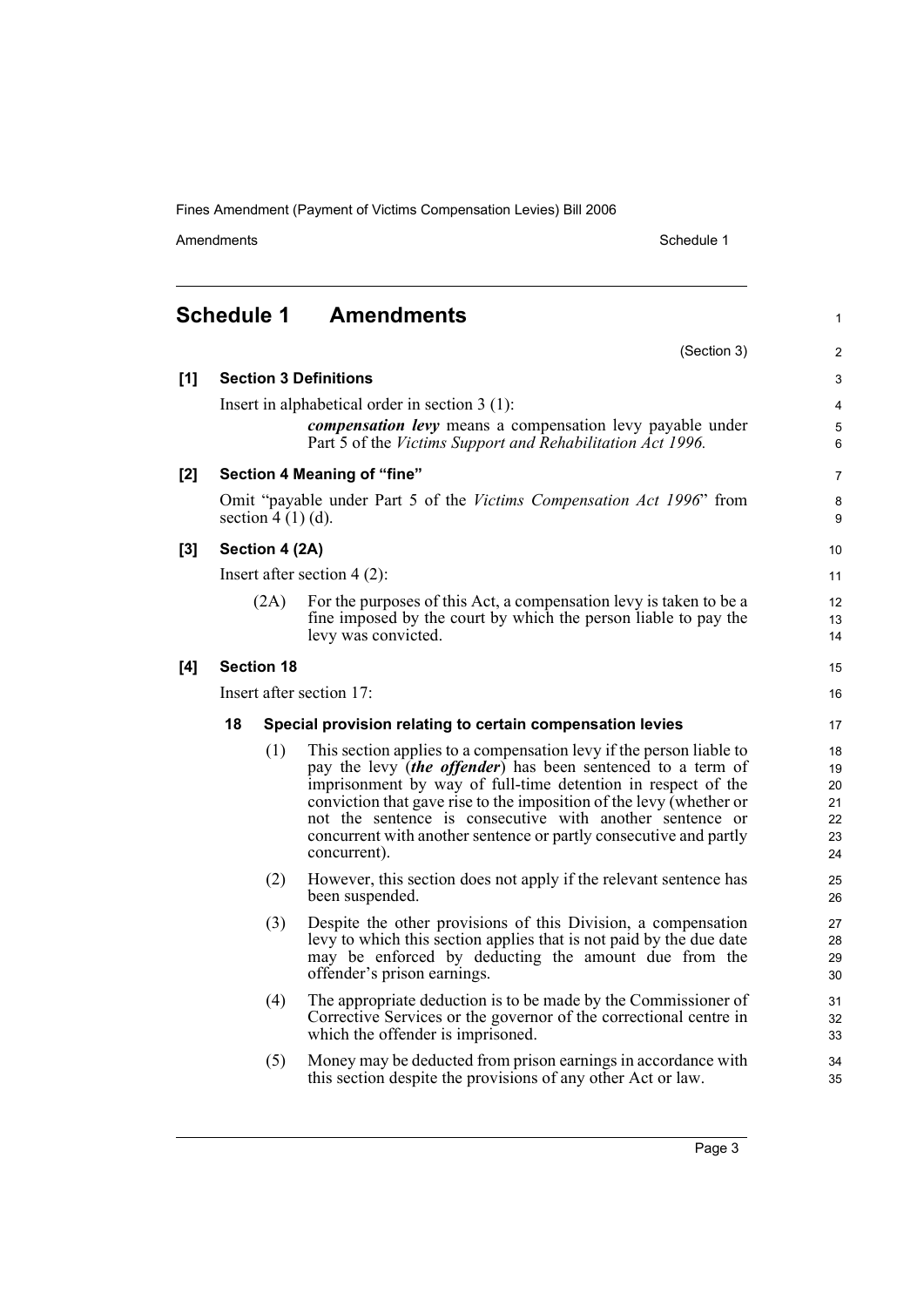# Schedule 1 Amendments

(Section 3)

**[1] Section 3 Definitions**

Insert in alphabetical order in section 3 (1):

> ***compensation levy*** means a compensation levy payable under Part 5 of the *Victims Support and Rehabilitation Act 1996*.

**[2] Section 4 Meaning of "fine"**

Omit "payable under Part 5 of the *Victims Compensation Act 1996*" from section 4 (1) (d).

**[3] Section 4 (2A)**

Insert after section 4 (2):

> (2A) For the purposes of this Act, a compensation levy is taken to be a fine imposed by the court by which the person liable to pay the levy was convicted.

**[4] Section 18**

Insert after section 17:

> **18 Special provision relating to certain compensation levies**
>
> (1) This section applies to a compensation levy if the person liable to pay the levy (***the offender***) has been sentenced to a term of imprisonment by way of full-time detention in respect of the conviction that gave rise to the imposition of the levy (whether or not the sentence is consecutive with another sentence or concurrent with another sentence or partly consecutive and partly concurrent).
>
> (2) However, this section does not apply if the relevant sentence has been suspended.
>
> (3) Despite the other provisions of this Division, a compensation levy to which this section applies that is not paid by the due date may be enforced by deducting the amount due from the offender's prison earnings.
>
> (4) The appropriate deduction is to be made by the Commissioner of Corrective Services or the governor of the correctional centre in which the offender is imprisoned.
>
> (5) Money may be deducted from prison earnings in accordance with this section despite the provisions of any other Act or law.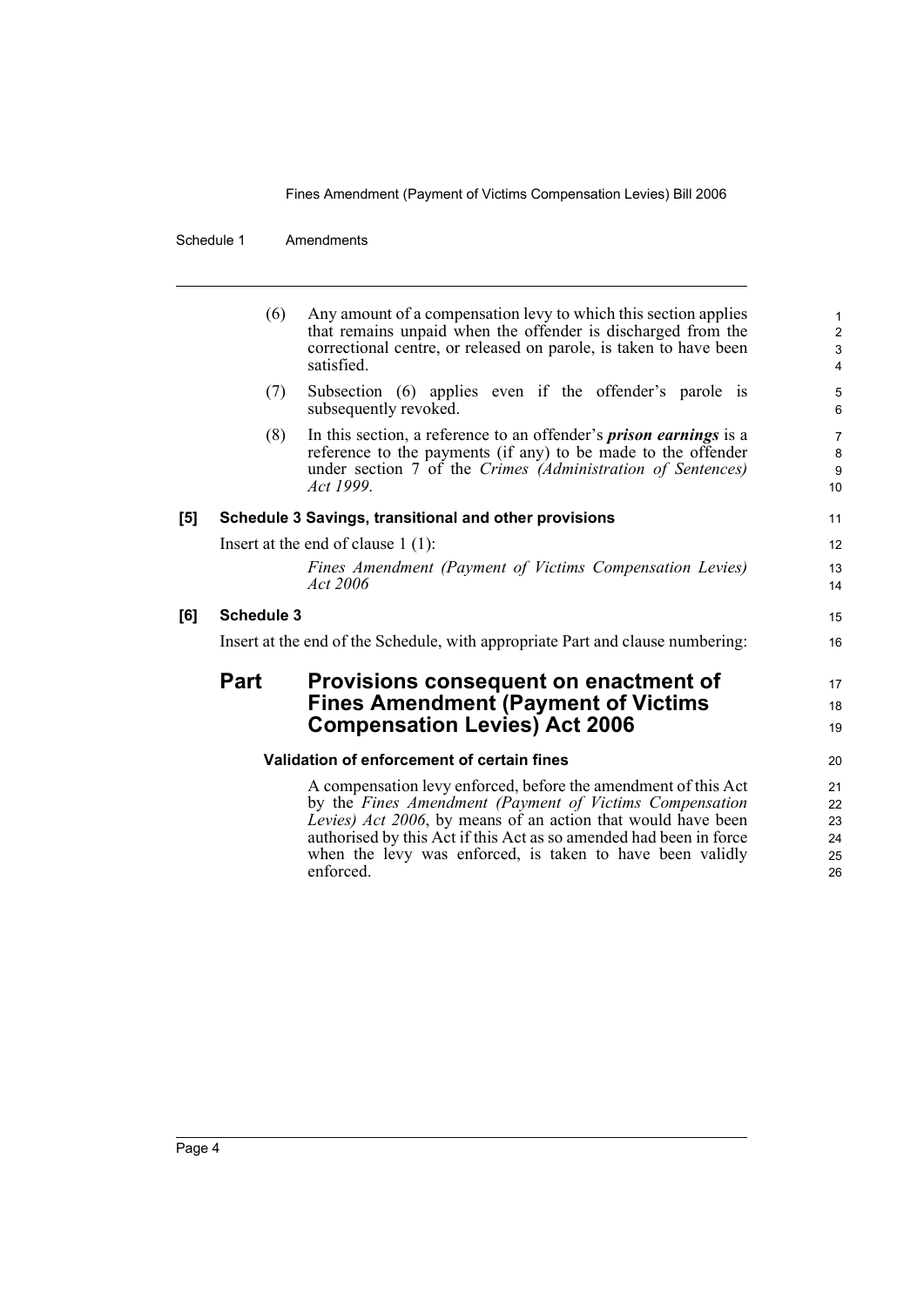(6) Any amount of a compensation levy to which this section applies that remains unpaid when the offender is discharged from the correctional centre, or released on parole, is taken to have been satisfied.

(7) Subsection (6) applies even if the offender's parole is subsequently revoked.

(8) In this section, a reference to an offender's ***prison earnings*** is a reference to the payments (if any) to be made to the offender under section 7 of the *Crimes (Administration of Sentences) Act 1999*.

**[5] Schedule 3 Savings, transitional and other provisions**

Insert at the end of clause 1 (1):

*Fines Amendment (Payment of Victims Compensation Levies) Act 2006*

**[6] Schedule 3**

Insert at the end of the Schedule, with appropriate Part and clause numbering:

## Part Provisions consequent on enactment of Fines Amendment (Payment of Victims Compensation Levies) Act 2006

**Validation of enforcement of certain fines**

A compensation levy enforced, before the amendment of this Act by the *Fines Amendment (Payment of Victims Compensation Levies) Act 2006*, by means of an action that would have been authorised by this Act if this Act as so amended had been in force when the levy was enforced, is taken to have been validly enforced.